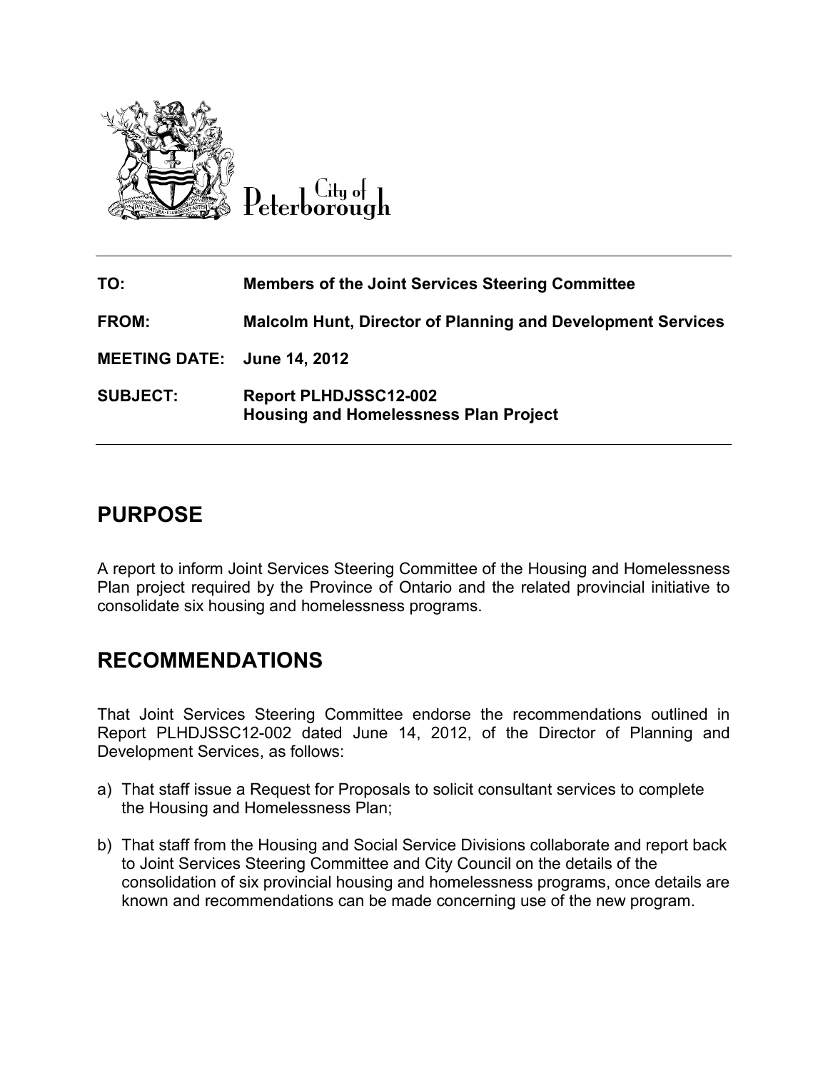City of Peterborough

| | |
|---|---|
| **TO:** | **Members of the Joint Services Steering Committee** |
| **FROM:** | **Malcolm Hunt, Director of Planning and Development Services** |
| **MEETING DATE:** | **June 14, 2012** |
| **SUBJECT:** | **Report PLHDJSSC12-002**<br>**Housing and Homelessness Plan Project** |

## PURPOSE

A report to inform Joint Services Steering Committee of the Housing and Homelessness Plan project required by the Province of Ontario and the related provincial initiative to consolidate six housing and homelessness programs.

## RECOMMENDATIONS

That Joint Services Steering Committee endorse the recommendations outlined in Report PLHDJSSC12-002 dated June 14, 2012, of the Director of Planning and Development Services, as follows:

a) That staff issue a Request for Proposals to solicit consultant services to complete the Housing and Homelessness Plan;

b) That staff from the Housing and Social Service Divisions collaborate and report back to Joint Services Steering Committee and City Council on the details of the consolidation of six provincial housing and homelessness programs, once details are known and recommendations can be made concerning use of the new program.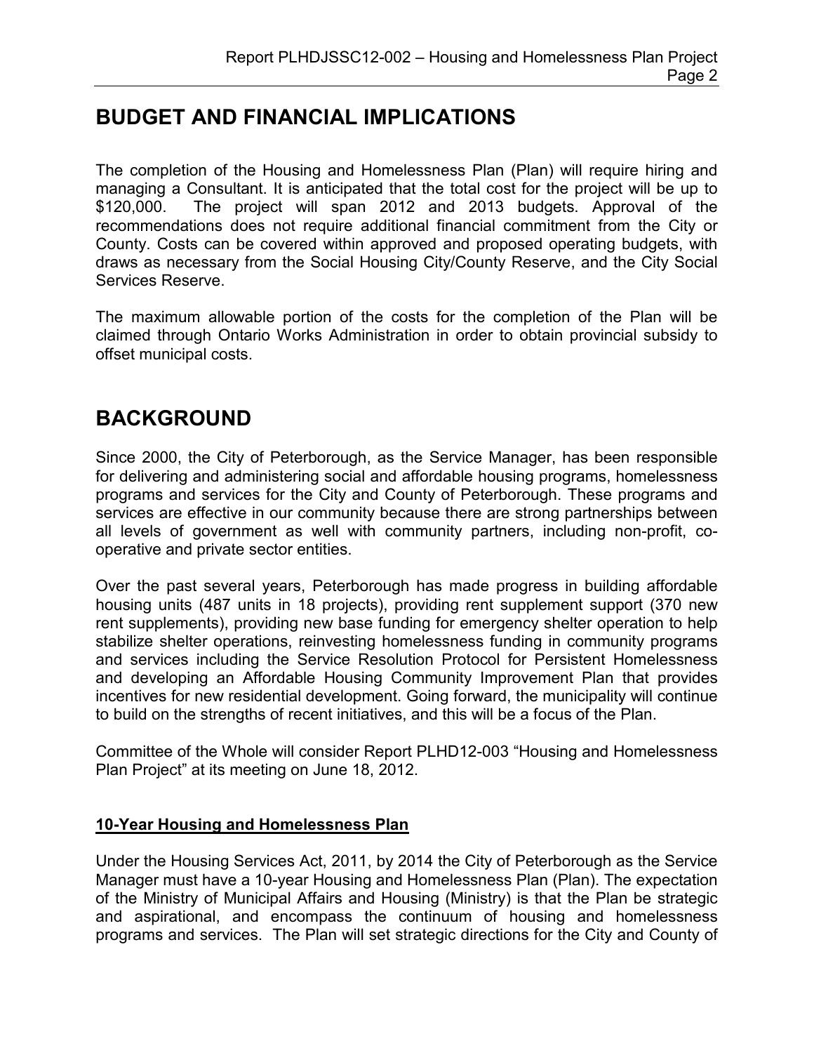# BUDGET AND FINANCIAL IMPLICATIONS

The completion of the Housing and Homelessness Plan (Plan) will require hiring and managing a Consultant. It is anticipated that the total cost for the project will be up to $120,000. The project will span 2012 and 2013 budgets. Approval of the recommendations does not require additional financial commitment from the City or County. Costs can be covered within approved and proposed operating budgets, with draws as necessary from the Social Housing City/County Reserve, and the City Social Services Reserve.

The maximum allowable portion of the costs for the completion of the Plan will be claimed through Ontario Works Administration in order to obtain provincial subsidy to offset municipal costs.

# BACKGROUND

Since 2000, the City of Peterborough, as the Service Manager, has been responsible for delivering and administering social and affordable housing programs, homelessness programs and services for the City and County of Peterborough. These programs and services are effective in our community because there are strong partnerships between all levels of government as well with community partners, including non-profit, co-operative and private sector entities.

Over the past several years, Peterborough has made progress in building affordable housing units (487 units in 18 projects), providing rent supplement support (370 new rent supplements), providing new base funding for emergency shelter operation to help stabilize shelter operations, reinvesting homelessness funding in community programs and services including the Service Resolution Protocol for Persistent Homelessness and developing an Affordable Housing Community Improvement Plan that provides incentives for new residential development. Going forward, the municipality will continue to build on the strengths of recent initiatives, and this will be a focus of the Plan.

Committee of the Whole will consider Report PLHD12-003 "Housing and Homelessness Plan Project" at its meeting on June 18, 2012.

## 10-Year Housing and Homelessness Plan

Under the Housing Services Act, 2011, by 2014 the City of Peterborough as the Service Manager must have a 10-year Housing and Homelessness Plan (Plan). The expectation of the Ministry of Municipal Affairs and Housing (Ministry) is that the Plan be strategic and aspirational, and encompass the continuum of housing and homelessness programs and services. The Plan will set strategic directions for the City and County of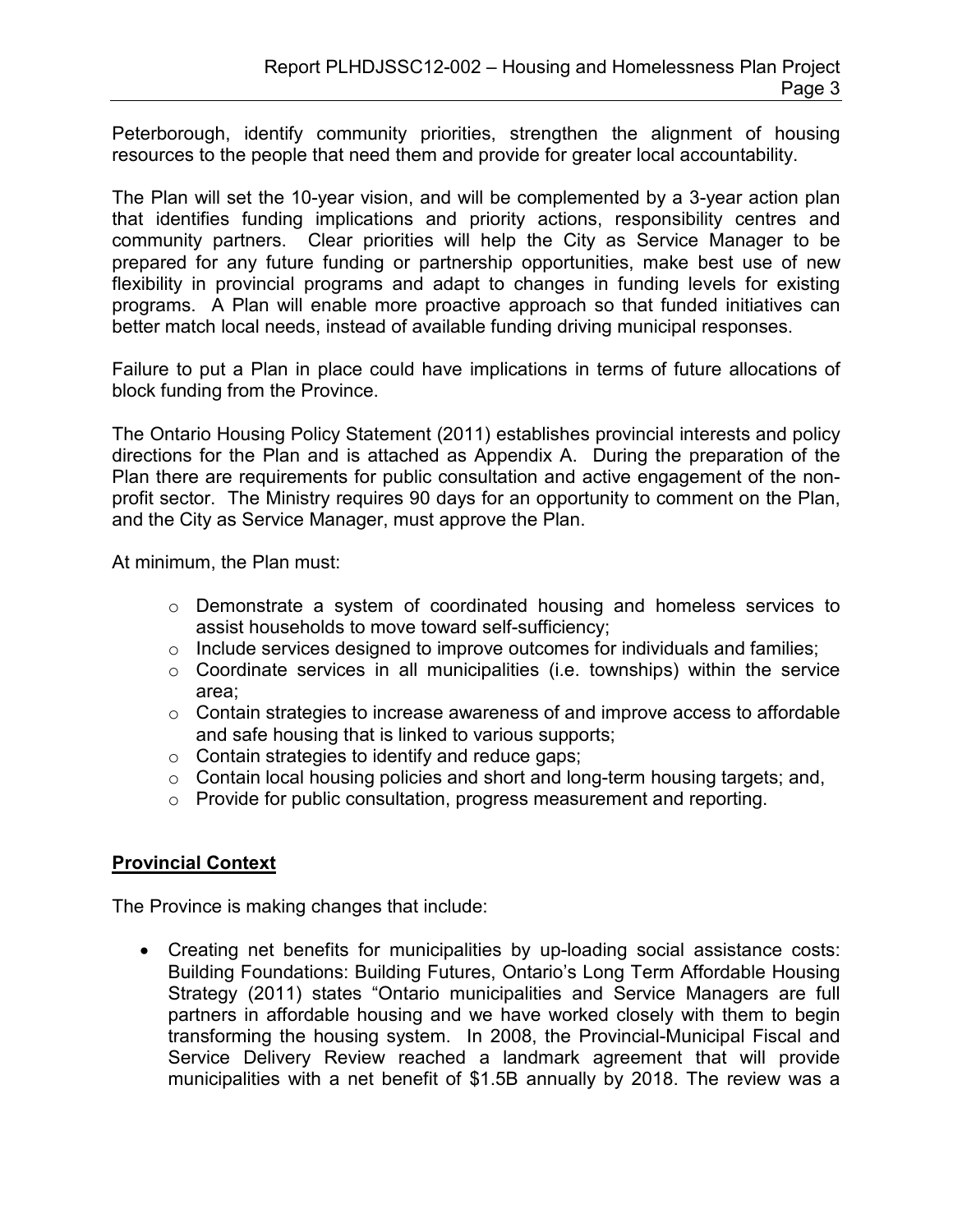Peterborough, identify community priorities, strengthen the alignment of housing resources to the people that need them and provide for greater local accountability.

The Plan will set the 10-year vision, and will be complemented by a 3-year action plan that identifies funding implications and priority actions, responsibility centres and community partners. Clear priorities will help the City as Service Manager to be prepared for any future funding or partnership opportunities, make best use of new flexibility in provincial programs and adapt to changes in funding levels for existing programs. A Plan will enable more proactive approach so that funded initiatives can better match local needs, instead of available funding driving municipal responses.

Failure to put a Plan in place could have implications in terms of future allocations of block funding from the Province.

The Ontario Housing Policy Statement (2011) establishes provincial interests and policy directions for the Plan and is attached as Appendix A. During the preparation of the Plan there are requirements for public consultation and active engagement of the non-profit sector. The Ministry requires 90 days for an opportunity to comment on the Plan, and the City as Service Manager, must approve the Plan.

At minimum, the Plan must:

- Demonstrate a system of coordinated housing and homeless services to assist households to move toward self-sufficiency;
- Include services designed to improve outcomes for individuals and families;
- Coordinate services in all municipalities (i.e. townships) within the service area;
- Contain strategies to increase awareness of and improve access to affordable and safe housing that is linked to various supports;
- Contain strategies to identify and reduce gaps;
- Contain local housing policies and short and long-term housing targets; and,
- Provide for public consultation, progress measurement and reporting.

**Provincial Context**

The Province is making changes that include:

- Creating net benefits for municipalities by up-loading social assistance costs: Building Foundations: Building Futures, Ontario's Long Term Affordable Housing Strategy (2011) states "Ontario municipalities and Service Managers are full partners in affordable housing and we have worked closely with them to begin transforming the housing system. In 2008, the Provincial-Municipal Fiscal and Service Delivery Review reached a landmark agreement that will provide municipalities with a net benefit of $1.5B annually by 2018. The review was a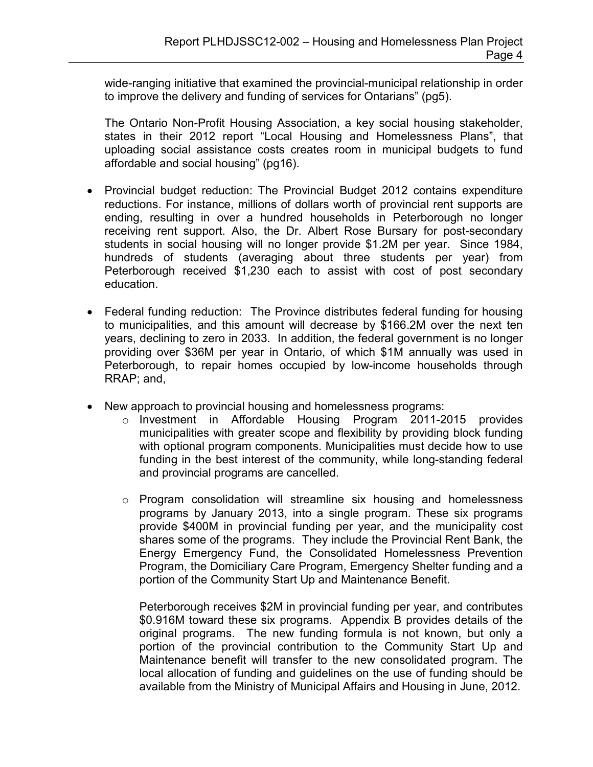wide-ranging initiative that examined the provincial-municipal relationship in order to improve the delivery and funding of services for Ontarians" (pg5).

The Ontario Non-Profit Housing Association, a key social housing stakeholder, states in their 2012 report "Local Housing and Homelessness Plans", that uploading social assistance costs creates room in municipal budgets to fund affordable and social housing" (pg16).

- Provincial budget reduction: The Provincial Budget 2012 contains expenditure reductions. For instance, millions of dollars worth of provincial rent supports are ending, resulting in over a hundred households in Peterborough no longer receiving rent support. Also, the Dr. Albert Rose Bursary for post-secondary students in social housing will no longer provide $1.2M per year. Since 1984, hundreds of students (averaging about three students per year) from Peterborough received $1,230 each to assist with cost of post secondary education.

- Federal funding reduction: The Province distributes federal funding for housing to municipalities, and this amount will decrease by $166.2M over the next ten years, declining to zero in 2033. In addition, the federal government is no longer providing over $36M per year in Ontario, of which $1M annually was used in Peterborough, to repair homes occupied by low-income households through RRAP; and,

- New approach to provincial housing and homelessness programs:
  - Investment in Affordable Housing Program 2011-2015 provides municipalities with greater scope and flexibility by providing block funding with optional program components. Municipalities must decide how to use funding in the best interest of the community, while long-standing federal and provincial programs are cancelled.

  - Program consolidation will streamline six housing and homelessness programs by January 2013, into a single program. These six programs provide $400M in provincial funding per year, and the municipality cost shares some of the programs. They include the Provincial Rent Bank, the Energy Emergency Fund, the Consolidated Homelessness Prevention Program, the Domiciliary Care Program, Emergency Shelter funding and a portion of the Community Start Up and Maintenance Benefit.

    Peterborough receives $2M in provincial funding per year, and contributes $0.916M toward these six programs. Appendix B provides details of the original programs. The new funding formula is not known, but only a portion of the provincial contribution to the Community Start Up and Maintenance benefit will transfer to the new consolidated program. The local allocation of funding and guidelines on the use of funding should be available from the Ministry of Municipal Affairs and Housing in June, 2012.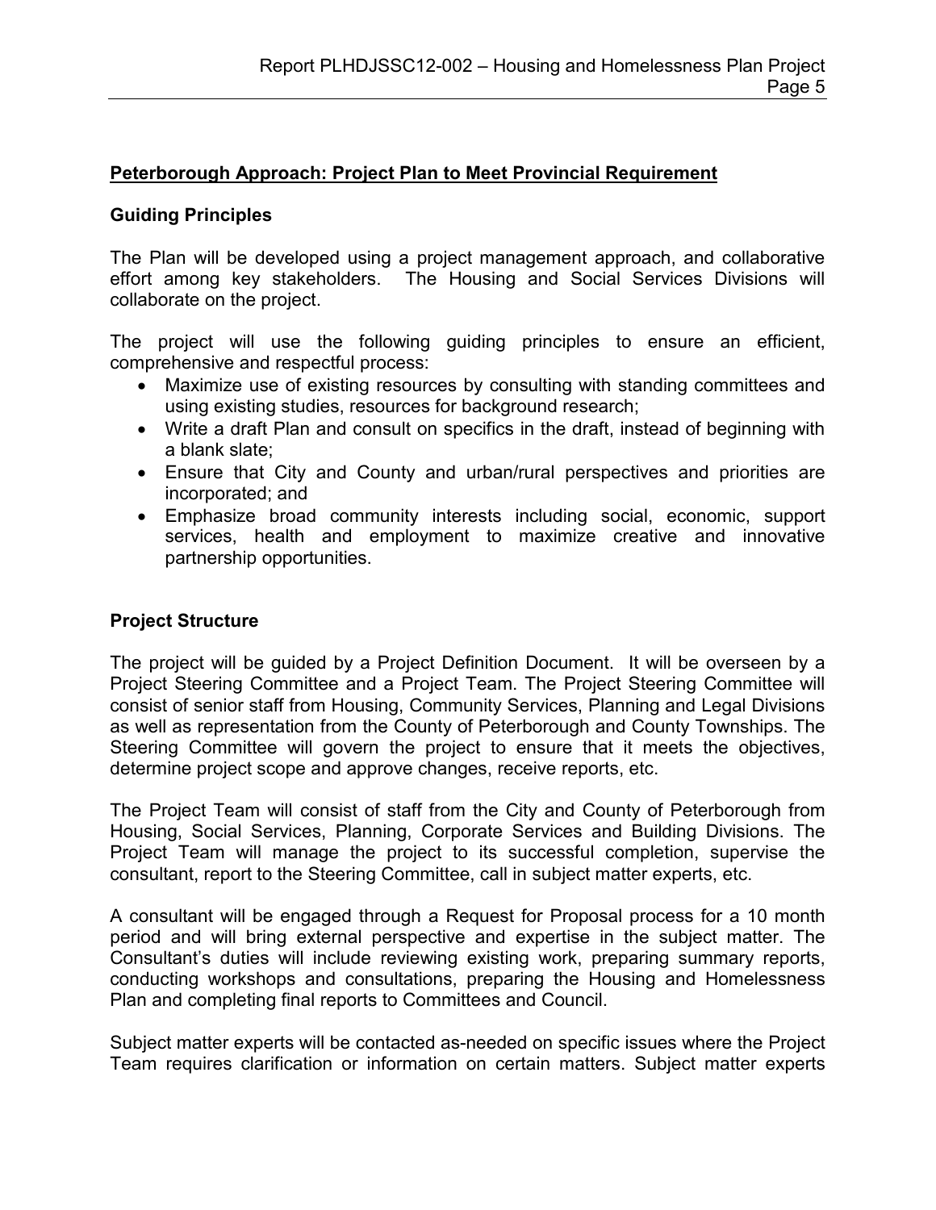**Peterborough Approach: Project Plan to Meet Provincial Requirement**

## Guiding Principles

The Plan will be developed using a project management approach, and collaborative effort among key stakeholders. The Housing and Social Services Divisions will collaborate on the project.

The project will use the following guiding principles to ensure an efficient, comprehensive and respectful process:

- Maximize use of existing resources by consulting with standing committees and using existing studies, resources for background research;
- Write a draft Plan and consult on specifics in the draft, instead of beginning with a blank slate;
- Ensure that City and County and urban/rural perspectives and priorities are incorporated; and
- Emphasize broad community interests including social, economic, support services, health and employment to maximize creative and innovative partnership opportunities.

## Project Structure

The project will be guided by a Project Definition Document. It will be overseen by a Project Steering Committee and a Project Team. The Project Steering Committee will consist of senior staff from Housing, Community Services, Planning and Legal Divisions as well as representation from the County of Peterborough and County Townships. The Steering Committee will govern the project to ensure that it meets the objectives, determine project scope and approve changes, receive reports, etc.

The Project Team will consist of staff from the City and County of Peterborough from Housing, Social Services, Planning, Corporate Services and Building Divisions. The Project Team will manage the project to its successful completion, supervise the consultant, report to the Steering Committee, call in subject matter experts, etc.

A consultant will be engaged through a Request for Proposal process for a 10 month period and will bring external perspective and expertise in the subject matter. The Consultant's duties will include reviewing existing work, preparing summary reports, conducting workshops and consultations, preparing the Housing and Homelessness Plan and completing final reports to Committees and Council.

Subject matter experts will be contacted as-needed on specific issues where the Project Team requires clarification or information on certain matters. Subject matter experts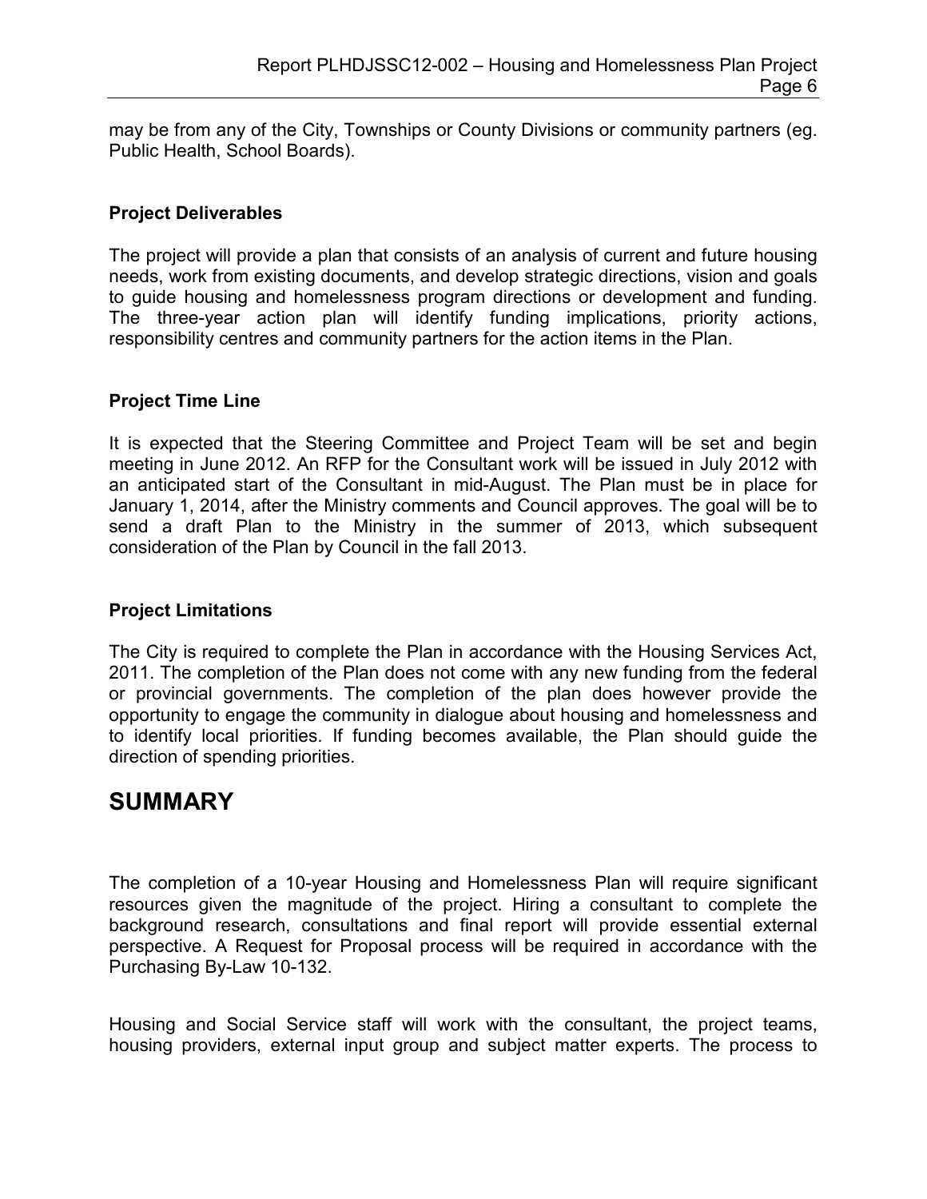may be from any of the City, Townships or County Divisions or community partners (eg. Public Health, School Boards).

### Project Deliverables

The project will provide a plan that consists of an analysis of current and future housing needs, work from existing documents, and develop strategic directions, vision and goals to guide housing and homelessness program directions or development and funding. The three-year action plan will identify funding implications, priority actions, responsibility centres and community partners for the action items in the Plan.

### Project Time Line

It is expected that the Steering Committee and Project Team will be set and begin meeting in June 2012. An RFP for the Consultant work will be issued in July 2012 with an anticipated start of the Consultant in mid-August. The Plan must be in place for January 1, 2014, after the Ministry comments and Council approves. The goal will be to send a draft Plan to the Ministry in the summer of 2013, which subsequent consideration of the Plan by Council in the fall 2013.

### Project Limitations

The City is required to complete the Plan in accordance with the Housing Services Act, 2011. The completion of the Plan does not come with any new funding from the federal or provincial governments. The completion of the plan does however provide the opportunity to engage the community in dialogue about housing and homelessness and to identify local priorities. If funding becomes available, the Plan should guide the direction of spending priorities.

## SUMMARY

The completion of a 10-year Housing and Homelessness Plan will require significant resources given the magnitude of the project. Hiring a consultant to complete the background research, consultations and final report will provide essential external perspective. A Request for Proposal process will be required in accordance with the Purchasing By-Law 10-132.

Housing and Social Service staff will work with the consultant, the project teams, housing providers, external input group and subject matter experts. The process to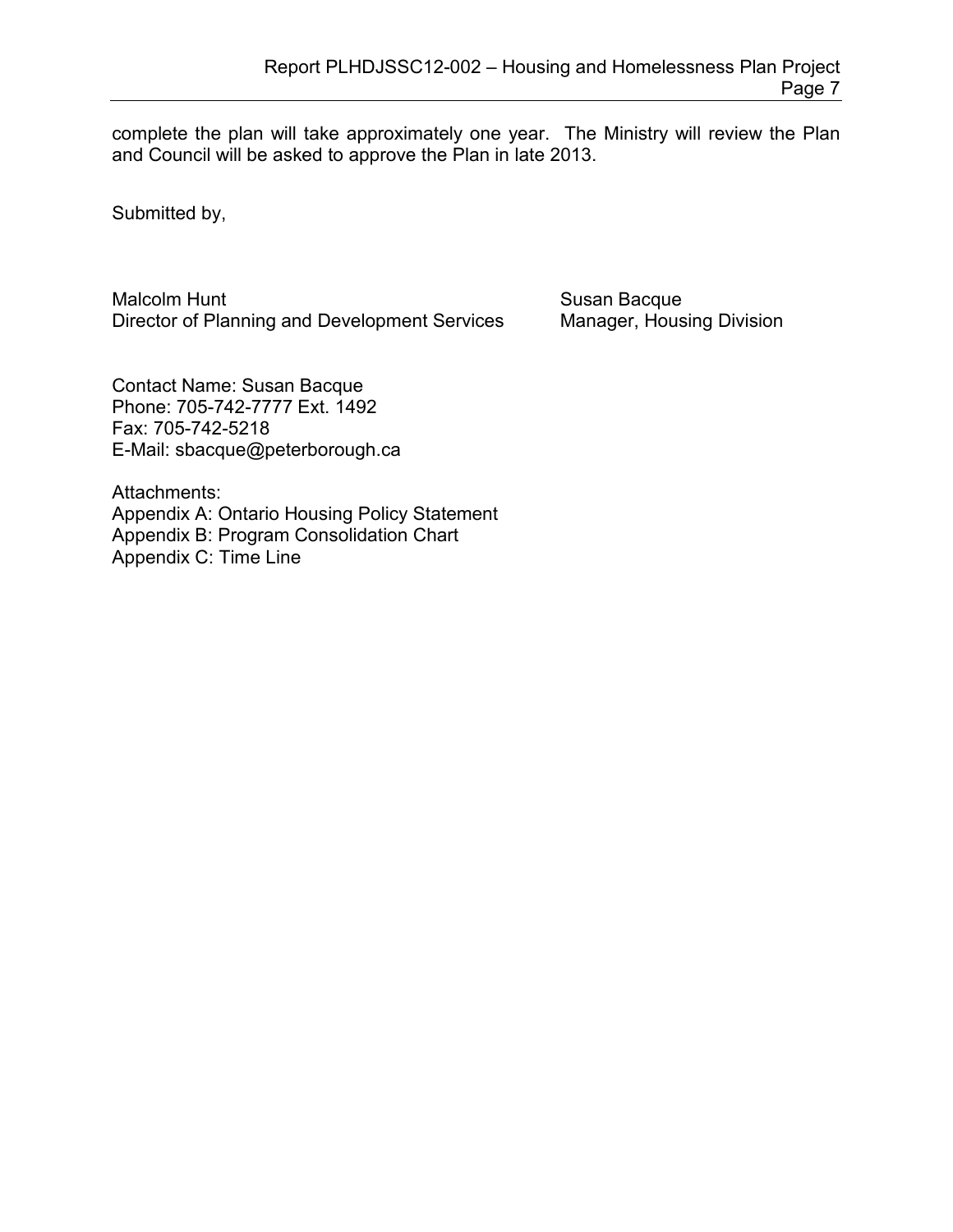complete the plan will take approximately one year. The Ministry will review the Plan and Council will be asked to approve the Plan in late 2013.

Submitted by,

Malcolm Hunt
Director of Planning and Development Services

Susan Bacque
Manager, Housing Division

Contact Name: Susan Bacque
Phone: 705-742-7777 Ext. 1492
Fax: 705-742-5218
E-Mail: sbacque@peterborough.ca

Attachments:
Appendix A: Ontario Housing Policy Statement
Appendix B: Program Consolidation Chart
Appendix C: Time Line